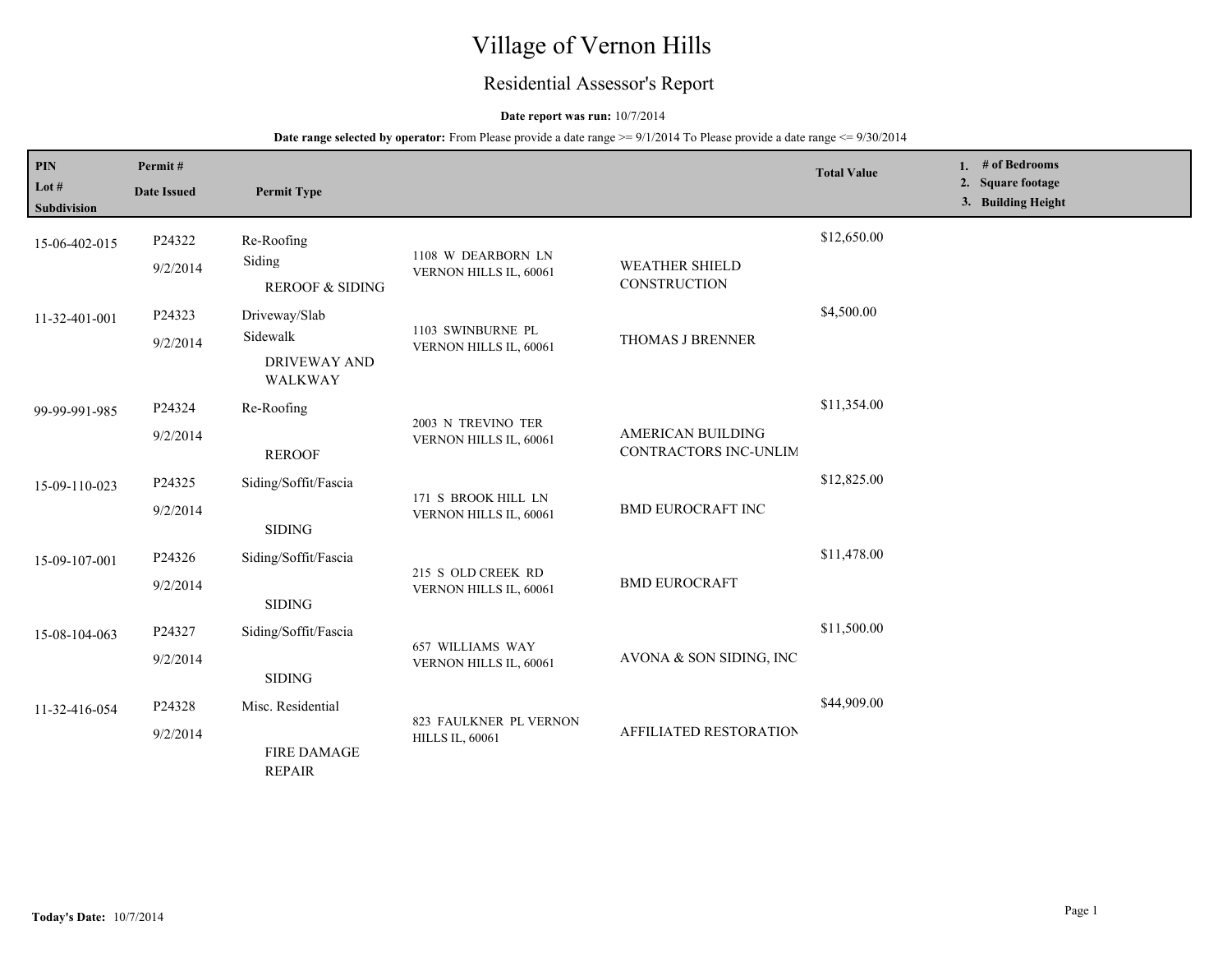# Village of Vernon Hills

## Residential Assessor's Report

**Date report was run:** 10/7/2014

**Date range selected by operator:** From Please provide a date range >= 9/1/2014 To Please provide a date range <= 9/30/2014

| PIN / Lot # / Subdivision | Permit # / Date Issued | Permit Type | Address | Contractor | Total Value | 1. # of Bedrooms 2. Square footage 3. Building Height |
|---|---|---|---|---|---|---|
| 15-06-402-015 | P24322 9/2/2014 | Re-Roofing Siding REROOF & SIDING | 1108 W DEARBORN LN VERNON HILLS IL, 60061 | WEATHER SHIELD CONSTRUCTION | $12,650.00 | |
| 11-32-401-001 | P24323 9/2/2014 | Driveway/Slab Sidewalk DRIVEWAY AND WALKWAY | 1103 SWINBURNE PL VERNON HILLS IL, 60061 | THOMAS J BRENNER | $4,500.00 | |
| 99-99-991-985 | P24324 9/2/2014 | Re-Roofing REROOF | 2003 N TREVINO TER VERNON HILLS IL, 60061 | AMERICAN BUILDING CONTRACTORS INC-UNLIM | $11,354.00 | |
| 15-09-110-023 | P24325 9/2/2014 | Siding/Soffit/Fascia SIDING | 171 S BROOK HILL LN VERNON HILLS IL, 60061 | BMD EUROCRAFT INC | $12,825.00 | |
| 15-09-107-001 | P24326 9/2/2014 | Siding/Soffit/Fascia SIDING | 215 S OLD CREEK RD VERNON HILLS IL, 60061 | BMD EUROCRAFT | $11,478.00 | |
| 15-08-104-063 | P24327 9/2/2014 | Siding/Soffit/Fascia SIDING | 657 WILLIAMS WAY VERNON HILLS IL, 60061 | AVONA & SON SIDING, INC | $11,500.00 | |
| 11-32-416-054 | P24328 9/2/2014 | Misc. Residential FIRE DAMAGE REPAIR | 823 FAULKNER PL VERNON HILLS IL, 60061 | AFFILIATED RESTORATION | $44,909.00 | |

**Today's Date:** 10/7/2014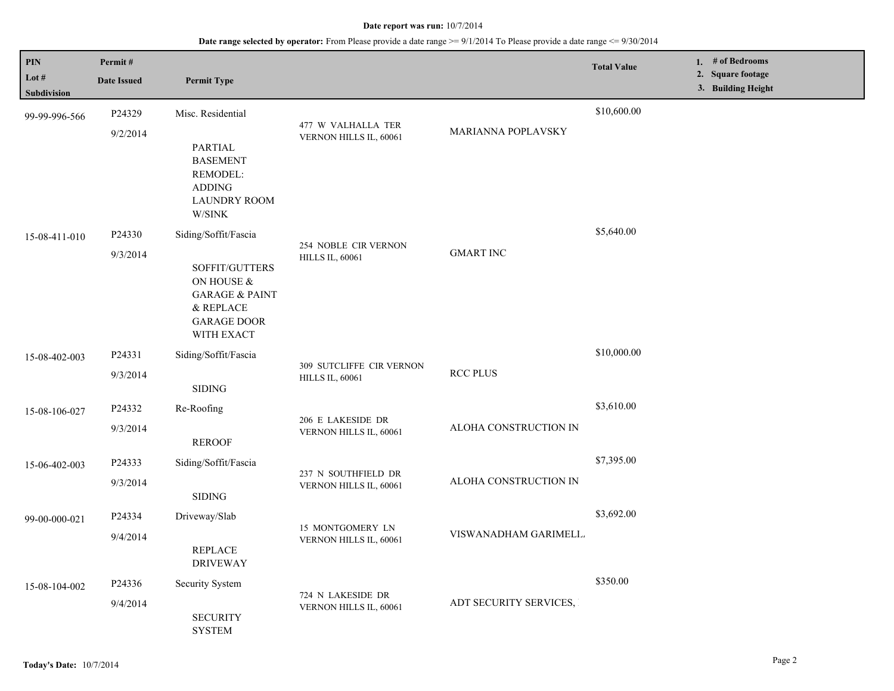**Date report was run:** 10/7/2014

**Date range selected by operator:** From Please provide a date range >= 9/1/2014 To Please provide a date range <= 9/30/2014

| PIN<br>Lot #<br>Subdivision | Permit #<br>Date Issued | Permit Type | | | Total Value | 1. # of Bedrooms<br>2. Square footage<br>3. Building Height |
|---|---|---|---|---|---|---|
| 99-99-996-566 | P24329<br>9/2/2014 | Misc. Residential<br>PARTIAL BASEMENT REMODEL: ADDING LAUNDRY ROOM W/SINK | 477 W VALHALLA TER VERNON HILLS IL, 60061 | MARIANNA POPLAVSKY | $10,600.00 | |
| 15-08-411-010 | P24330<br>9/3/2014 | Siding/Soffit/Fascia<br>SOFFIT/GUTTERS ON HOUSE & GARAGE & PAINT & REPLACE GARAGE DOOR WITH EXACT | 254 NOBLE CIR VERNON HILLS IL, 60061 | GMART INC | $5,640.00 | |
| 15-08-402-003 | P24331<br>9/3/2014 | Siding/Soffit/Fascia<br>SIDING | 309 SUTCLIFFE CIR VERNON HILLS IL, 60061 | RCC PLUS | $10,000.00 | |
| 15-08-106-027 | P24332<br>9/3/2014 | Re-Roofing<br>REROOF | 206 E LAKESIDE DR VERNON HILLS IL, 60061 | ALOHA CONSTRUCTION IN | $3,610.00 | |
| 15-06-402-003 | P24333<br>9/3/2014 | Siding/Soffit/Fascia<br>SIDING | 237 N SOUTHFIELD DR VERNON HILLS IL, 60061 | ALOHA CONSTRUCTION IN | $7,395.00 | |
| 99-00-000-021 | P24334<br>9/4/2014 | Driveway/Slab<br>REPLACE DRIVEWAY | 15 MONTGOMERY LN VERNON HILLS IL, 60061 | VISWANADHAM GARIMELL | $3,692.00 | |
| 15-08-104-002 | P24336<br>9/4/2014 | Security System<br>SECURITY SYSTEM | 724 N LAKESIDE DR VERNON HILLS IL, 60061 | ADT SECURITY SERVICES, | $350.00 | |

**Today's Date:** 10/7/2014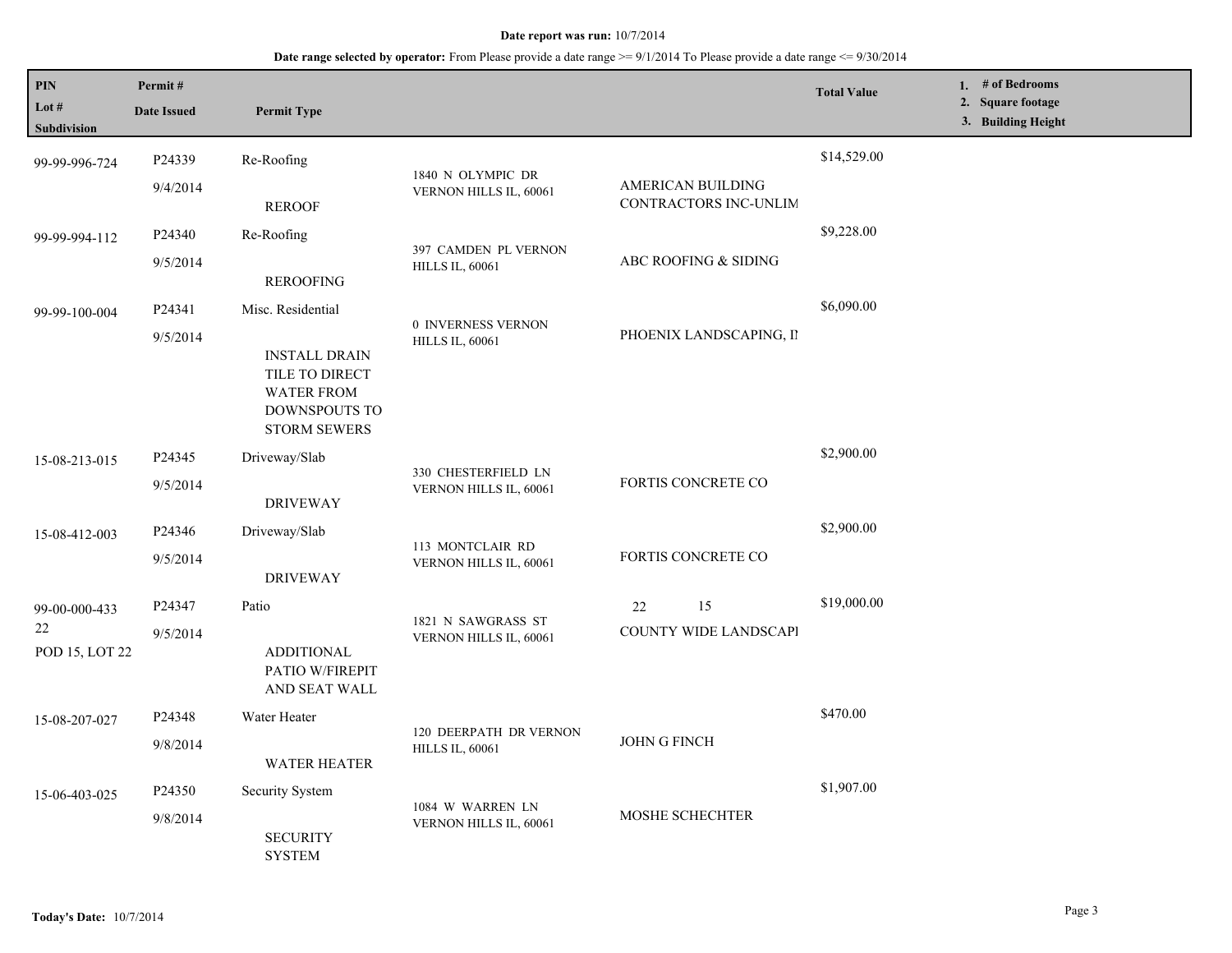**Date report was run:** 10/7/2014

**Date range selected by operator:** From Please provide a date range >= 9/1/2014 To Please provide a date range <= 9/30/2014

| PIN<br>Lot #<br>Subdivision | Permit #<br>Date Issued | Permit Type | | | Total Value | 1. # of Bedrooms<br>2. Square footage<br>3. Building Height |
|---|---|---|---|---|---|---|
| 99-99-996-724 | P24339<br>9/4/2014 | Re-Roofing<br><br>REROOF | 1840 N OLYMPIC DR VERNON HILLS IL, 60061 | AMERICAN BUILDING CONTRACTORS INC-UNLIM | $14,529.00 | |
| 99-99-994-112 | P24340<br>9/5/2014 | Re-Roofing<br><br>REROOFING | 397 CAMDEN PL VERNON HILLS IL, 60061 | ABC ROOFING & SIDING | $9,228.00 | |
| 99-99-100-004 | P24341<br>9/5/2014 | Misc. Residential<br><br>INSTALL DRAIN TILE TO DIRECT WATER FROM DOWNSPOUTS TO STORM SEWERS | 0 INVERNESS VERNON HILLS IL, 60061 | PHOENIX LANDSCAPING, II | $6,090.00 | |
| 15-08-213-015 | P24345<br>9/5/2014 | Driveway/Slab<br><br>DRIVEWAY | 330 CHESTERFIELD LN VERNON HILLS IL, 60061 | FORTIS CONCRETE CO | $2,900.00 | |
| 15-08-412-003 | P24346<br>9/5/2014 | Driveway/Slab<br><br>DRIVEWAY | 113 MONTCLAIR RD VERNON HILLS IL, 60061 | FORTIS CONCRETE CO | $2,900.00 | |
| 99-00-000-433<br>22<br>POD 15, LOT 22 | P24347<br>9/5/2014 | Patio<br><br>ADDITIONAL PATIO W/FIREPIT AND SEAT WALL | 1821 N SAWGRASS ST VERNON HILLS IL, 60061 | 22 15<br>COUNTY WIDE LANDSCAPI | $19,000.00 | |
| 15-08-207-027 | P24348<br>9/8/2014 | Water Heater<br><br>WATER HEATER | 120 DEERPATH DR VERNON HILLS IL, 60061 | JOHN G FINCH | $470.00 | |
| 15-06-403-025 | P24350<br>9/8/2014 | Security System<br><br>SECURITY SYSTEM | 1084 W WARREN LN VERNON HILLS IL, 60061 | MOSHE SCHECHTER | $1,907.00 | |

**Today's Date:** 10/7/2014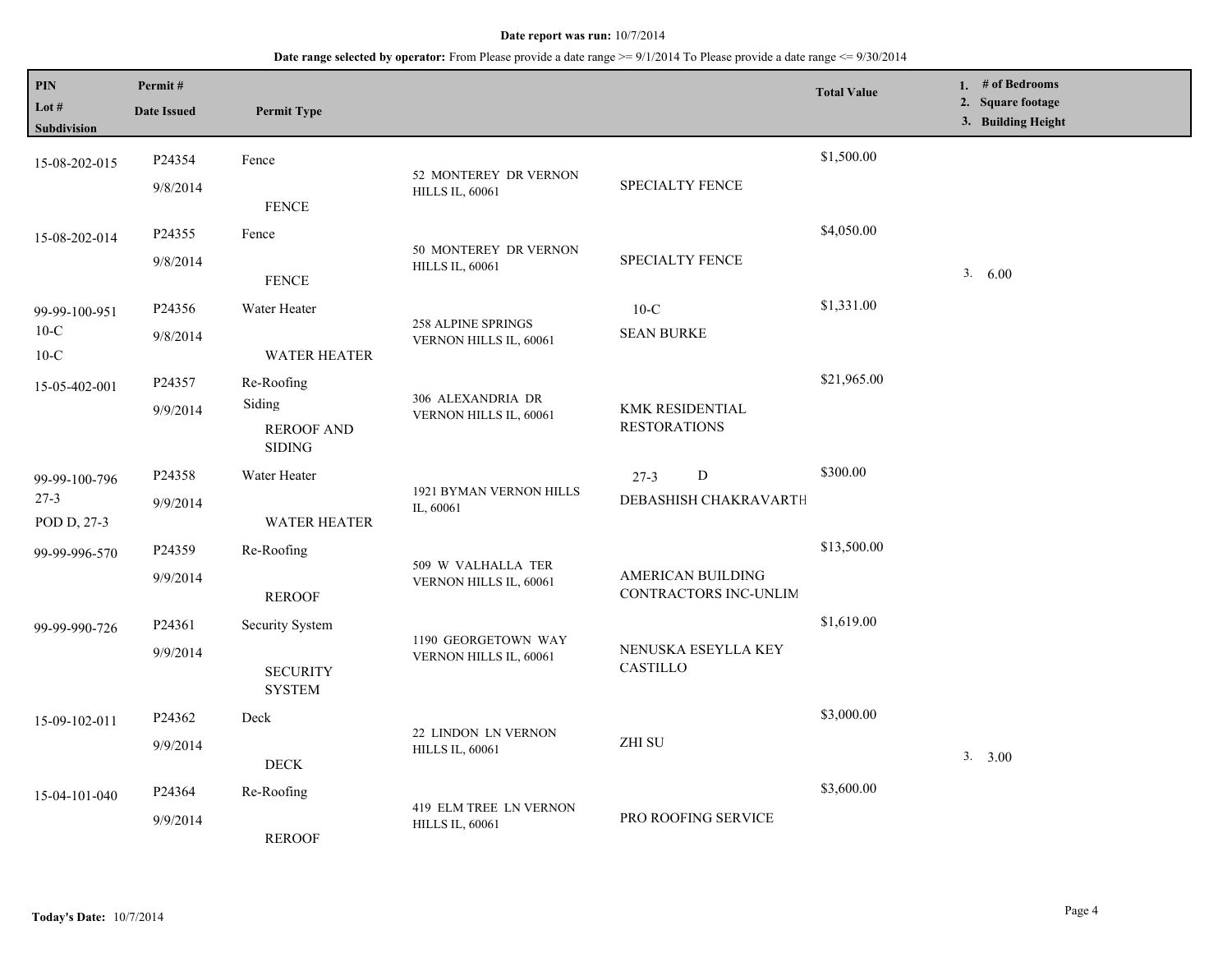**Date report was run:** 10/7/2014

**Date range selected by operator:** From Please provide a date range >= 9/1/2014 To Please provide a date range <= 9/30/2014

| PIN / Lot # / Subdivision | Permit # / Date Issued | Permit Type | | | Total Value | 1. # of Bedrooms 2. Square footage 3. Building Height |
|---|---|---|---|---|---|---|
| 15-08-202-015 | P24354 9/8/2014 | Fence FENCE | 52 MONTEREY DR VERNON HILLS IL, 60061 | SPECIALTY FENCE | $1,500.00 | |
| 15-08-202-014 | P24355 9/8/2014 | Fence FENCE | 50 MONTEREY DR VERNON HILLS IL, 60061 | SPECIALTY FENCE | $4,050.00 | 3. 6.00 |
| 99-99-100-951 10-C 10-C | P24356 9/8/2014 | Water Heater WATER HEATER | 258 ALPINE SPRINGS VERNON HILLS IL, 60061 | 10-C SEAN BURKE | $1,331.00 | |
| 15-05-402-001 | P24357 9/9/2014 | Re-Roofing Siding REROOF AND SIDING | 306 ALEXANDRIA DR VERNON HILLS IL, 60061 | KMK RESIDENTIAL RESTORATIONS | $21,965.00 | |
| 99-99-100-796 27-3 POD D, 27-3 | P24358 9/9/2014 | Water Heater WATER HEATER | 1921 BYMAN VERNON HILLS IL, 60061 | 27-3 D DEBASHISH CHAKRAVARTH | $300.00 | |
| 99-99-996-570 | P24359 9/9/2014 | Re-Roofing REROOF | 509 W VALHALLA TER VERNON HILLS IL, 60061 | AMERICAN BUILDING CONTRACTORS INC-UNLIM | $13,500.00 | |
| 99-99-990-726 | P24361 9/9/2014 | Security System SECURITY SYSTEM | 1190 GEORGETOWN WAY VERNON HILLS IL, 60061 | NENUSKA ESEYLLA KEY CASTILLO | $1,619.00 | |
| 15-09-102-011 | P24362 9/9/2014 | Deck DECK | 22 LINDON LN VERNON HILLS IL, 60061 | ZHI SU | $3,000.00 | 3. 3.00 |
| 15-04-101-040 | P24364 9/9/2014 | Re-Roofing REROOF | 419 ELM TREE LN VERNON HILLS IL, 60061 | PRO ROOFING SERVICE | $3,600.00 | |

**Today's Date:** 10/7/2014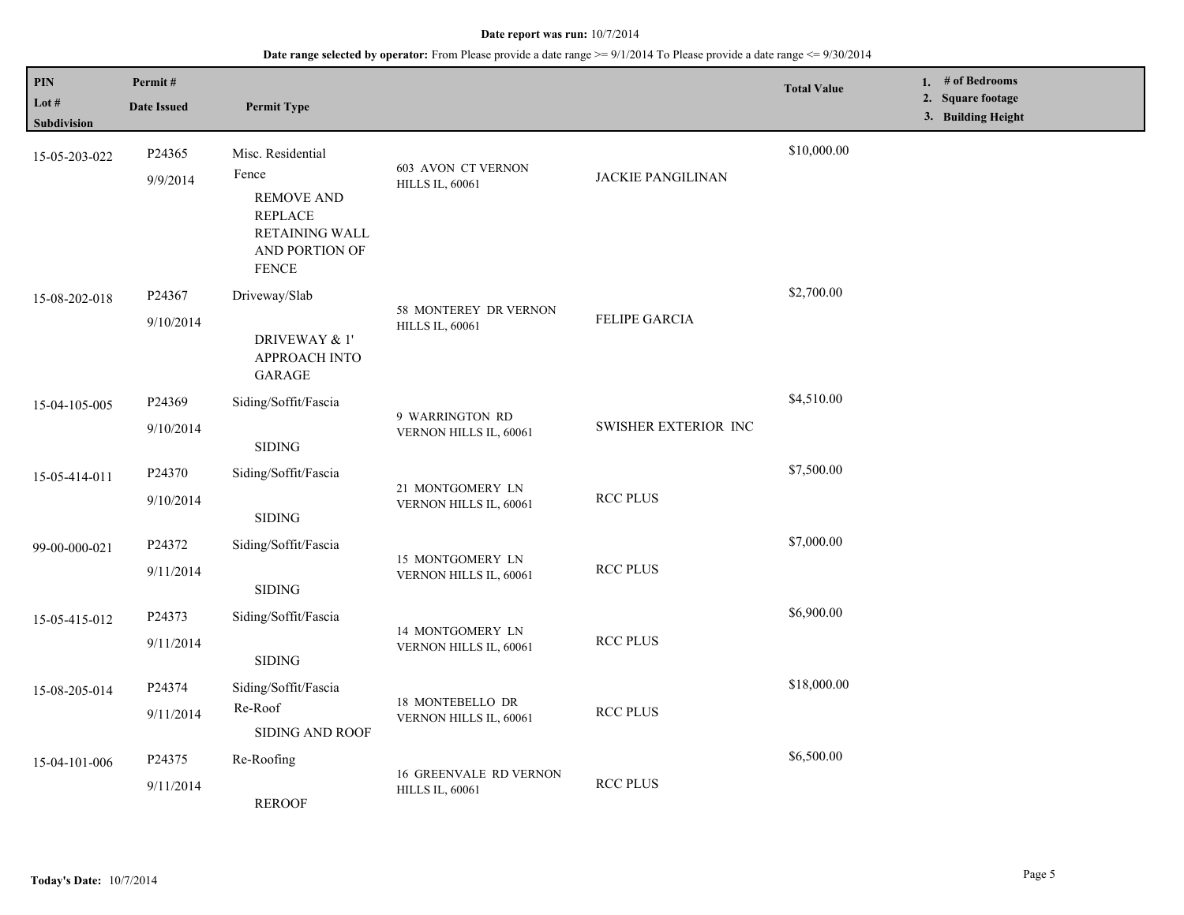**Date report was run:** 10/7/2014

**Date range selected by operator:** From Please provide a date range >= 9/1/2014 To Please provide a date range <= 9/30/2014

| PIN / Lot # / Subdivision | Permit # / Date Issued | Permit Type | | | Total Value | 1. # of Bedrooms 2. Square footage 3. Building Height |
|---|---|---|---|---|---|---|
| 15-05-203-022 | P24365 9/9/2014 | Misc. Residential Fence REMOVE AND REPLACE RETAINING WALL AND PORTION OF FENCE | 603 AVON CT VERNON HILLS IL, 60061 | JACKIE PANGILINAN | $10,000.00 | |
| 15-08-202-018 | P24367 9/10/2014 | Driveway/Slab DRIVEWAY & 1' APPROACH INTO GARAGE | 58 MONTEREY DR VERNON HILLS IL, 60061 | FELIPE GARCIA | $2,700.00 | |
| 15-04-105-005 | P24369 9/10/2014 | Siding/Soffit/Fascia SIDING | 9 WARRINGTON RD VERNON HILLS IL, 60061 | SWISHER EXTERIOR INC | $4,510.00 | |
| 15-05-414-011 | P24370 9/10/2014 | Siding/Soffit/Fascia SIDING | 21 MONTGOMERY LN VERNON HILLS IL, 60061 | RCC PLUS | $7,500.00 | |
| 99-00-000-021 | P24372 9/11/2014 | Siding/Soffit/Fascia SIDING | 15 MONTGOMERY LN VERNON HILLS IL, 60061 | RCC PLUS | $7,000.00 | |
| 15-05-415-012 | P24373 9/11/2014 | Siding/Soffit/Fascia SIDING | 14 MONTGOMERY LN VERNON HILLS IL, 60061 | RCC PLUS | $6,900.00 | |
| 15-08-205-014 | P24374 9/11/2014 | Siding/Soffit/Fascia Re-Roof SIDING AND ROOF | 18 MONTEBELLO DR VERNON HILLS IL, 60061 | RCC PLUS | $18,000.00 | |
| 15-04-101-006 | P24375 9/11/2014 | Re-Roofing REROOF | 16 GREENVALE RD VERNON HILLS IL, 60061 | RCC PLUS | $6,500.00 | |

**Today's Date:** 10/7/2014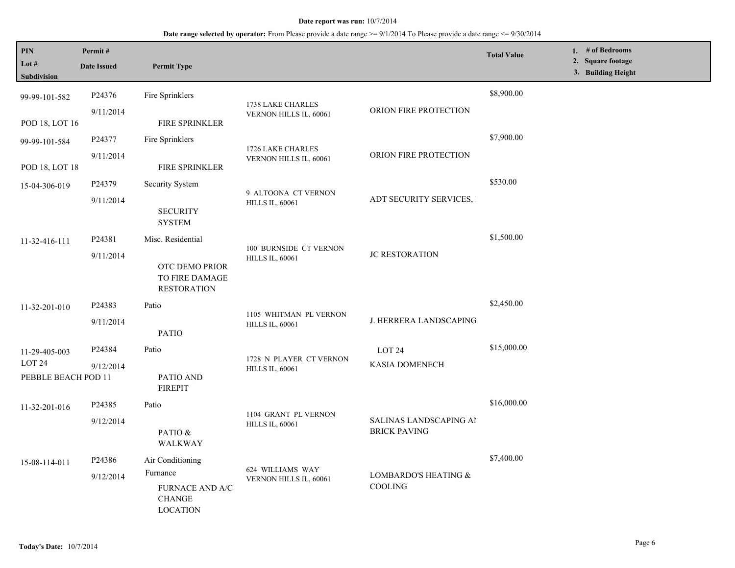**Date report was run:** 10/7/2014

**Date range selected by operator:** From Please provide a date range >= 9/1/2014 To Please provide a date range <= 9/30/2014

| PIN / Lot # / Subdivision | Permit # / Date Issued | Permit Type | | | Total Value | 1. # of Bedrooms 2. Square footage 3. Building Height |
|---|---|---|---|---|---|---|
| 99-99-101-582 POD 18, LOT 16 | P24376 9/11/2014 | Fire Sprinklers FIRE SPRINKLER | 1738 LAKE CHARLES VERNON HILLS IL, 60061 | ORION FIRE PROTECTION | $8,900.00 | |
| 99-99-101-584 POD 18, LOT 18 | P24377 9/11/2014 | Fire Sprinklers FIRE SPRINKLER | 1726 LAKE CHARLES VERNON HILLS IL, 60061 | ORION FIRE PROTECTION | $7,900.00 | |
| 15-04-306-019 | P24379 9/11/2014 | Security System SECURITY SYSTEM | 9 ALTOONA CT VERNON HILLS IL, 60061 | ADT SECURITY SERVICES, | $530.00 | |
| 11-32-416-111 | P24381 9/11/2014 | Misc. Residential OTC DEMO PRIOR TO FIRE DAMAGE RESTORATION | 100 BURNSIDE CT VERNON HILLS IL, 60061 | JC RESTORATION | $1,500.00 | |
| 11-32-201-010 | P24383 9/11/2014 | Patio PATIO | 1105 WHITMAN PL VERNON HILLS IL, 60061 | J. HERRERA LANDSCAPING | $2,450.00 | |
| 11-29-405-003 LOT 24 PEBBLE BEACH POD 11 | P24384 9/12/2014 | Patio PATIO AND FIREPIT | 1728 N PLAYER CT VERNON HILLS IL, 60061 | LOT 24 KASIA DOMENECH | $15,000.00 | |
| 11-32-201-016 | P24385 9/12/2014 | Patio PATIO & WALKWAY | 1104 GRANT PL VERNON HILLS IL, 60061 | SALINAS LANDSCAPING AI BRICK PAVING | $16,000.00 | |
| 15-08-114-011 | P24386 9/12/2014 | Air Conditioning Furnance FURNACE AND A/C CHANGE LOCATION | 624 WILLIAMS WAY VERNON HILLS IL, 60061 | LOMBARDO'S HEATING & COOLING | $7,400.00 | |

**Today's Date:** 10/7/2014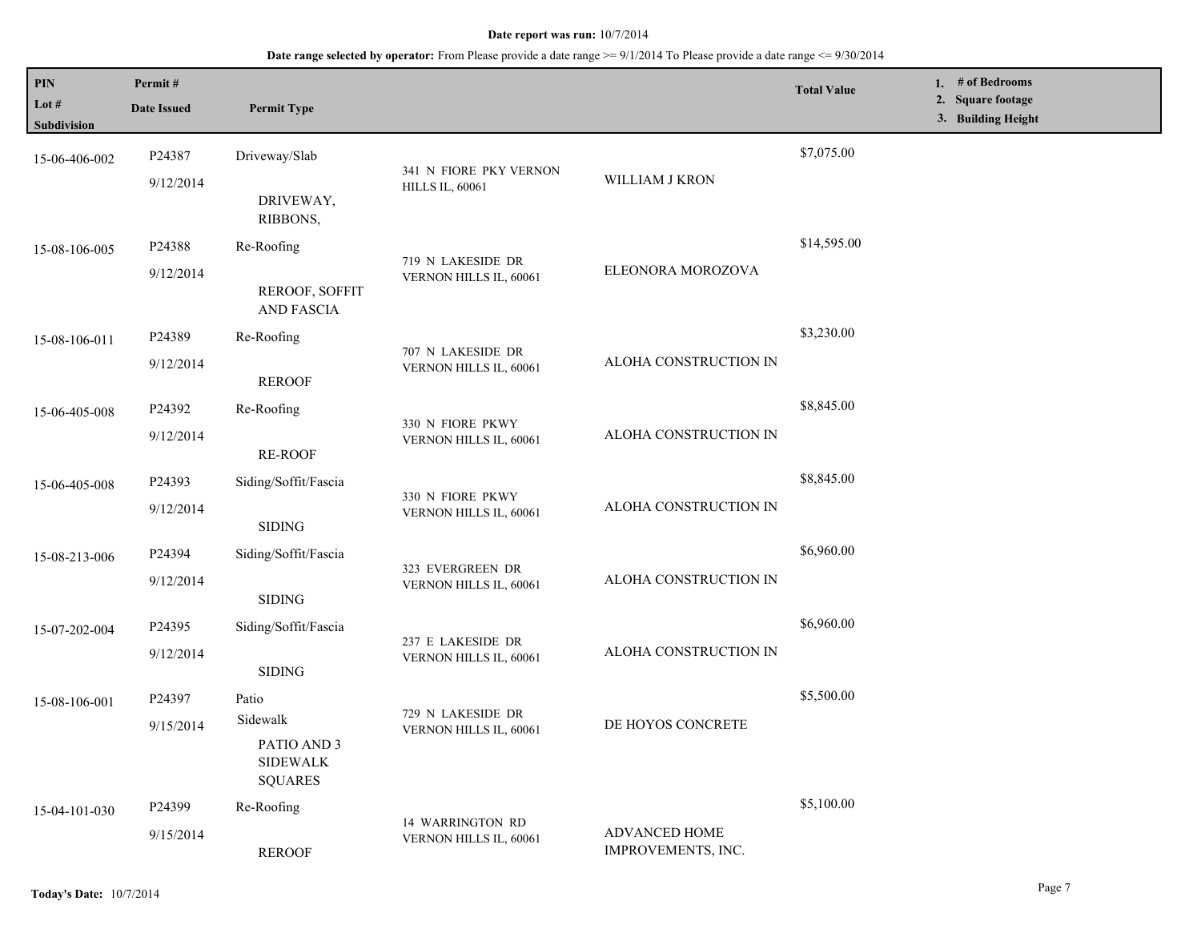**Date report was run:** 10/7/2014

**Date range selected by operator:** From Please provide a date range >= 9/1/2014 To Please provide a date range <= 9/30/2014

| PIN<br>Lot #<br>Subdivision | Permit #<br>Date Issued | Permit Type | | | Total Value | 1. # of Bedrooms<br>2. Square footage<br>3. Building Height |
|---|---|---|---|---|---|---|
| 15-06-406-002 | P24387<br>9/12/2014 | Driveway/Slab<br>DRIVEWAY, RIBBONS, | 341 N FIORE PKY VERNON HILLS IL, 60061 | WILLIAM J KRON | $7,075.00 | |
| 15-08-106-005 | P24388<br>9/12/2014 | Re-Roofing<br>REROOF, SOFFIT AND FASCIA | 719 N LAKESIDE DR VERNON HILLS IL, 60061 | ELEONORA MOROZOVA | $14,595.00 | |
| 15-08-106-011 | P24389<br>9/12/2014 | Re-Roofing<br>REROOF | 707 N LAKESIDE DR VERNON HILLS IL, 60061 | ALOHA CONSTRUCTION IN | $3,230.00 | |
| 15-06-405-008 | P24392<br>9/12/2014 | Re-Roofing<br>RE-ROOF | 330 N FIORE PKWY VERNON HILLS IL, 60061 | ALOHA CONSTRUCTION IN | $8,845.00 | |
| 15-06-405-008 | P24393<br>9/12/2014 | Siding/Soffit/Fascia<br>SIDING | 330 N FIORE PKWY VERNON HILLS IL, 60061 | ALOHA CONSTRUCTION IN | $8,845.00 | |
| 15-08-213-006 | P24394<br>9/12/2014 | Siding/Soffit/Fascia<br>SIDING | 323 EVERGREEN DR VERNON HILLS IL, 60061 | ALOHA CONSTRUCTION IN | $6,960.00 | |
| 15-07-202-004 | P24395<br>9/12/2014 | Siding/Soffit/Fascia<br>SIDING | 237 E LAKESIDE DR VERNON HILLS IL, 60061 | ALOHA CONSTRUCTION IN | $6,960.00 | |
| 15-08-106-001 | P24397<br>9/15/2014 | Patio<br>Sidewalk<br>PATIO AND 3 SIDEWALK SQUARES | 729 N LAKESIDE DR VERNON HILLS IL, 60061 | DE HOYOS CONCRETE | $5,500.00 | |
| 15-04-101-030 | P24399<br>9/15/2014 | Re-Roofing<br>REROOF | 14 WARRINGTON RD VERNON HILLS IL, 60061 | ADVANCED HOME IMPROVEMENTS, INC. | $5,100.00 | |

**Today's Date:** 10/7/2014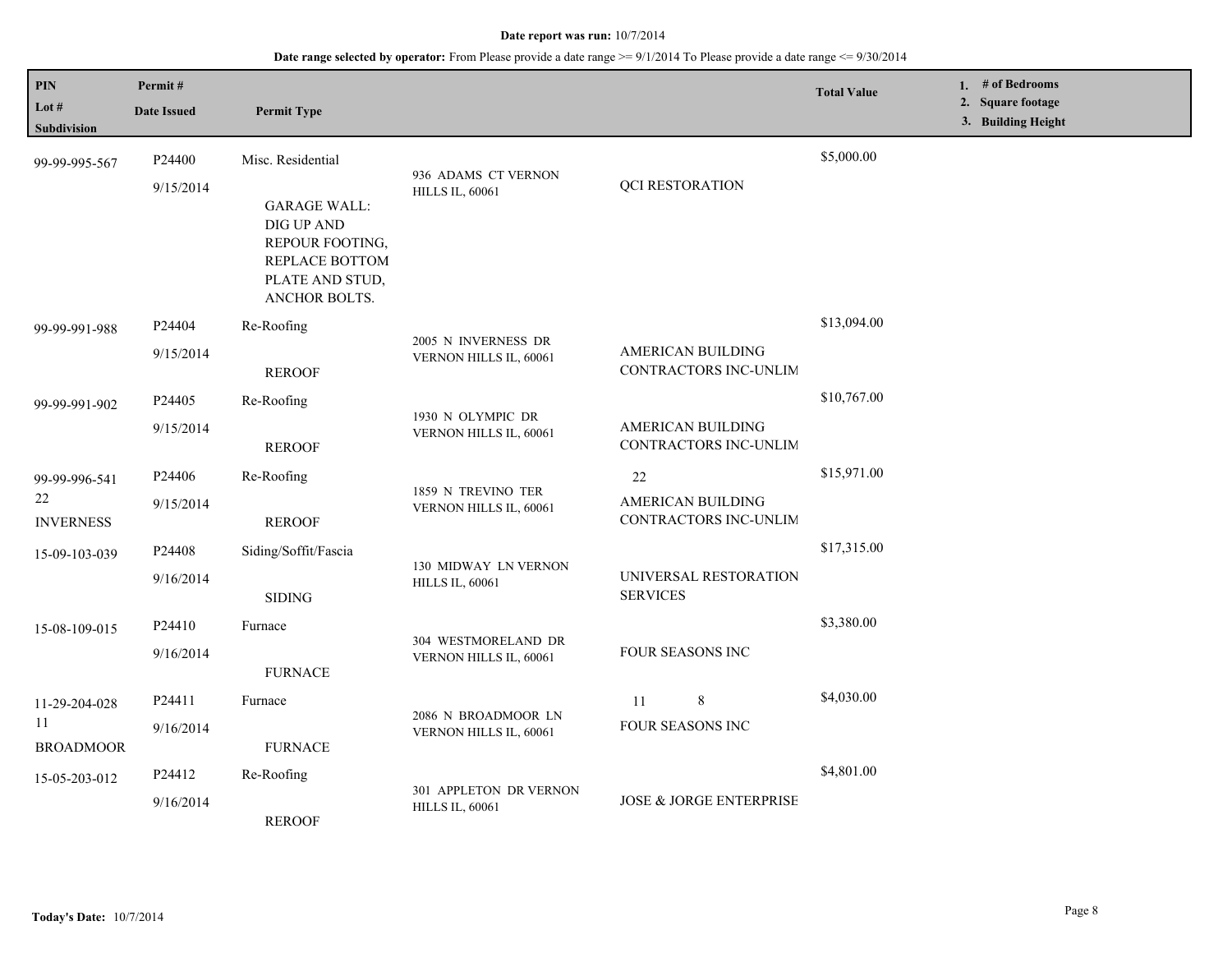**Date report was run:** 10/7/2014

**Date range selected by operator:** From Please provide a date range >= 9/1/2014 To Please provide a date range <= 9/30/2014

| PIN<br>Lot #<br>Subdivision | Permit #<br>Date Issued | Permit Type | | | Total Value | 1. # of Bedrooms<br>2. Square footage<br>3. Building Height |
|---|---|---|---|---|---|---|
| 99-99-995-567 | P24400<br>9/15/2014 | Misc. Residential<br><br>GARAGE WALL: DIG UP AND REPOUR FOOTING, REPLACE BOTTOM PLATE AND STUD, ANCHOR BOLTS. | 936 ADAMS CT VERNON HILLS IL, 60061 | QCI RESTORATION | $5,000.00 | |
| 99-99-991-988 | P24404<br>9/15/2014 | Re-Roofing<br><br>REROOF | 2005 N INVERNESS DR VERNON HILLS IL, 60061 | AMERICAN BUILDING CONTRACTORS INC-UNLIM | $13,094.00 | |
| 99-99-991-902 | P24405<br>9/15/2014 | Re-Roofing<br><br>REROOF | 1930 N OLYMPIC DR VERNON HILLS IL, 60061 | AMERICAN BUILDING CONTRACTORS INC-UNLIM | $10,767.00 | |
| 99-99-996-541<br>22<br>INVERNESS | P24406<br>9/15/2014 | Re-Roofing<br><br>REROOF | 1859 N TREVINO TER VERNON HILLS IL, 60061 | 22<br>AMERICAN BUILDING CONTRACTORS INC-UNLIM | $15,971.00 | |
| 15-09-103-039 | P24408<br>9/16/2014 | Siding/Soffit/Fascia<br><br>SIDING | 130 MIDWAY LN VERNON HILLS IL, 60061 | UNIVERSAL RESTORATION SERVICES | $17,315.00 | |
| 15-08-109-015 | P24410<br>9/16/2014 | Furnace<br><br>FURNACE | 304 WESTMORELAND DR VERNON HILLS IL, 60061 | FOUR SEASONS INC | $3,380.00 | |
| 11-29-204-028<br>11<br>BROADMOOR | P24411<br>9/16/2014 | Furnace<br><br>FURNACE | 2086 N BROADMOOR LN VERNON HILLS IL, 60061 | 11 8<br>FOUR SEASONS INC | $4,030.00 | |
| 15-05-203-012 | P24412<br>9/16/2014 | Re-Roofing<br><br>REROOF | 301 APPLETON DR VERNON HILLS IL, 60061 | JOSE & JORGE ENTERPRISE | $4,801.00 | |

**Today's Date:** 10/7/2014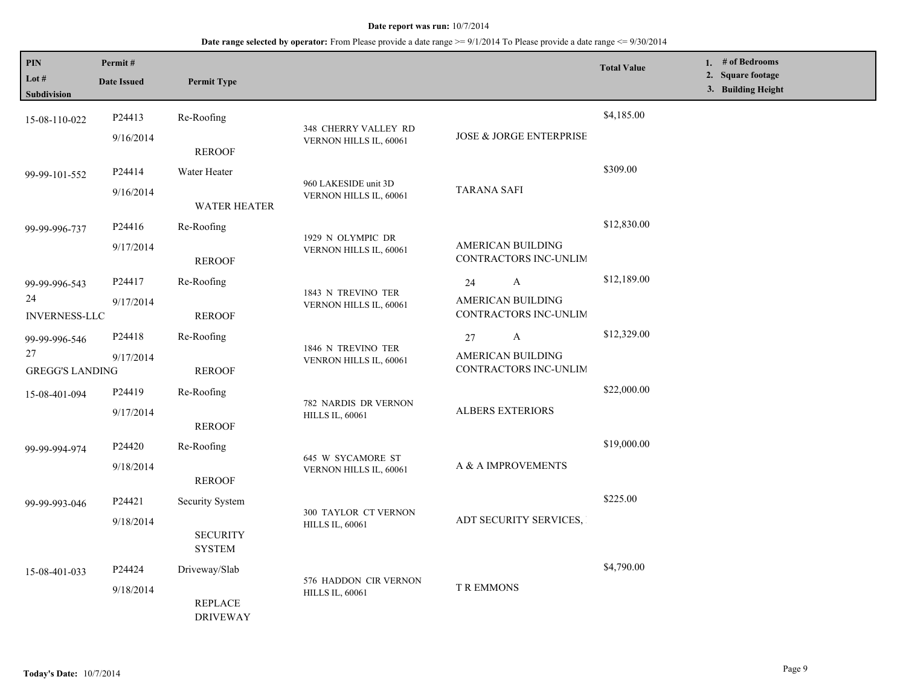**Date report was run:** 10/7/2014

**Date range selected by operator:** From Please provide a date range >= 9/1/2014 To Please provide a date range <= 9/30/2014

| PIN / Lot # / Subdivision | Permit # / Date Issued | Permit Type | Address | Contractor | Total Value | 1. # of Bedrooms 2. Square footage 3. Building Height |
|---|---|---|---|---|---|---|
| 15-08-110-022 | P24413<br>9/16/2014 | Re-Roofing<br>REROOF | 348 CHERRY VALLEY RD VERNON HILLS IL, 60061 | JOSE & JORGE ENTERPRISE | $4,185.00 | |
| 99-99-101-552 | P24414<br>9/16/2014 | Water Heater<br>WATER HEATER | 960 LAKESIDE unit 3D VERNON HILLS IL, 60061 | TARANA SAFI | $309.00 | |
| 99-99-996-737 | P24416<br>9/17/2014 | Re-Roofing<br>REROOF | 1929 N OLYMPIC DR VERNON HILLS IL, 60061 | AMERICAN BUILDING CONTRACTORS INC-UNLIM | $12,830.00 | |
| 99-99-996-543<br>24<br>INVERNESS-LLC | P24417<br>9/17/2014 | Re-Roofing<br>REROOF | 1843 N TREVINO TER VERNON HILLS IL, 60061 | 24 A<br>AMERICAN BUILDING CONTRACTORS INC-UNLIM | $12,189.00 | |
| 99-99-996-546<br>27<br>GREGG'S LANDING | P24418<br>9/17/2014 | Re-Roofing<br>REROOF | 1846 N TREVINO TER VENRON HILLS IL, 60061 | 27 A<br>AMERICAN BUILDING CONTRACTORS INC-UNLIM | $12,329.00 | |
| 15-08-401-094 | P24419<br>9/17/2014 | Re-Roofing<br>REROOF | 782 NARDIS DR VERNON HILLS IL, 60061 | ALBERS EXTERIORS | $22,000.00 | |
| 99-99-994-974 | P24420<br>9/18/2014 | Re-Roofing<br>REROOF | 645 W SYCAMORE ST VERNON HILLS IL, 60061 | A & A IMPROVEMENTS | $19,000.00 | |
| 99-99-993-046 | P24421<br>9/18/2014 | Security System<br>SECURITY SYSTEM | 300 TAYLOR CT VERNON HILLS IL, 60061 | ADT SECURITY SERVICES, | $225.00 | |
| 15-08-401-033 | P24424<br>9/18/2014 | Driveway/Slab<br>REPLACE DRIVEWAY | 576 HADDON CIR VERNON HILLS IL, 60061 | T R EMMONS | $4,790.00 | |

**Today's Date:** 10/7/2014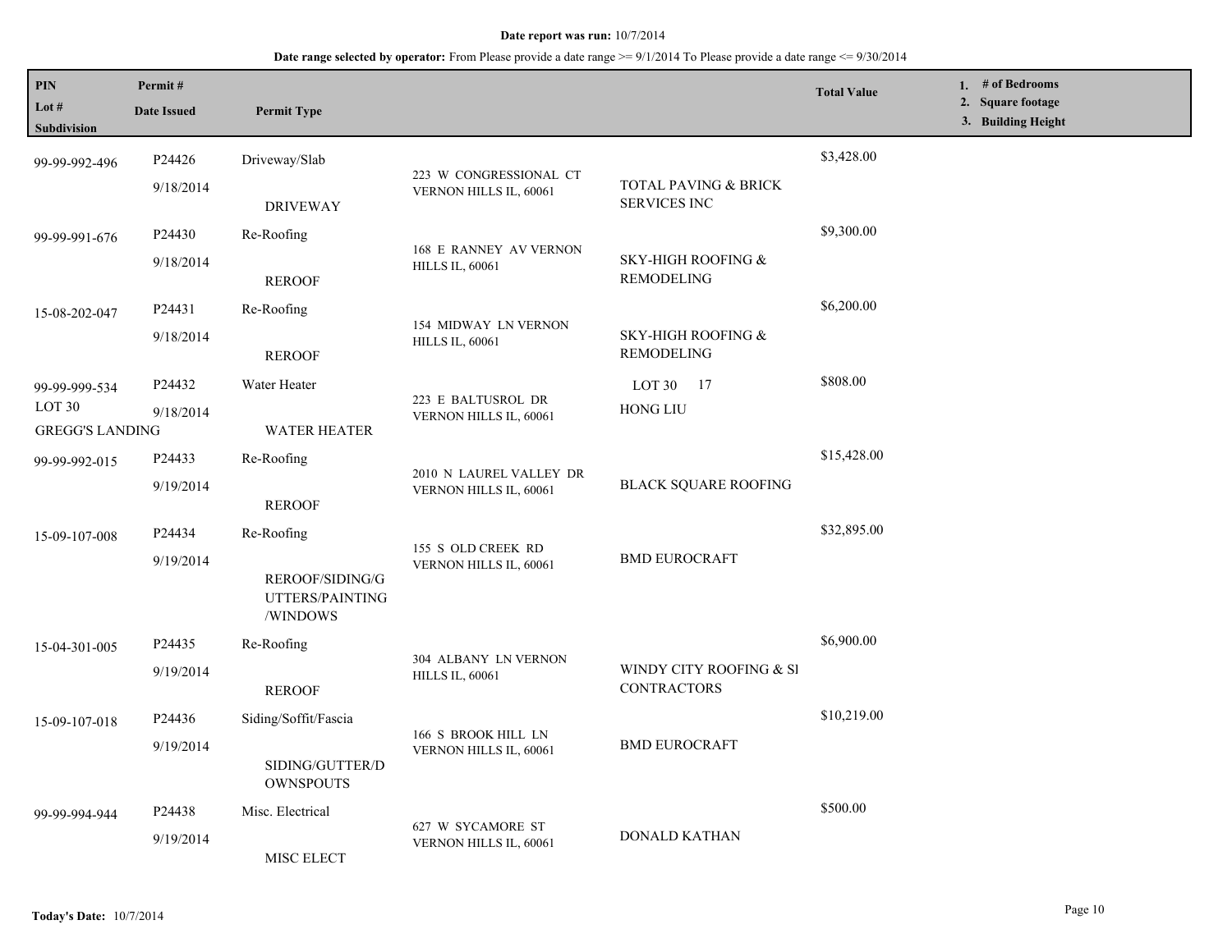**Date report was run:** 10/7/2014

**Date range selected by operator:** From Please provide a date range >= 9/1/2014 To Please provide a date range <= 9/30/2014

| PIN<br>Lot #<br>Subdivision | Permit #<br>Date Issued | Permit Type | | | Total Value | 1. # of Bedrooms<br>2. Square footage<br>3. Building Height |
|---|---|---|---|---|---|---|
| 99-99-992-496 | P24426<br>9/18/2014 | Driveway/Slab<br>DRIVEWAY | 223 W CONGRESSIONAL CT VERNON HILLS IL, 60061 | TOTAL PAVING & BRICK SERVICES INC | $3,428.00 | |
| 99-99-991-676 | P24430<br>9/18/2014 | Re-Roofing<br>REROOF | 168 E RANNEY AV VERNON HILLS IL, 60061 | SKY-HIGH ROOFING & REMODELING | $9,300.00 | |
| 15-08-202-047 | P24431<br>9/18/2014 | Re-Roofing<br>REROOF | 154 MIDWAY LN VERNON HILLS IL, 60061 | SKY-HIGH ROOFING & REMODELING | $6,200.00 | |
| 99-99-999-534<br>LOT 30<br>GREGG'S LANDING | P24432<br>9/18/2014 | Water Heater<br>WATER HEATER | 223 E BALTUSROL DR VERNON HILLS IL, 60061 | LOT 30 17<br>HONG LIU | $808.00 | |
| 99-99-992-015 | P24433<br>9/19/2014 | Re-Roofing<br>REROOF | 2010 N LAUREL VALLEY DR VERNON HILLS IL, 60061 | BLACK SQUARE ROOFING | $15,428.00 | |
| 15-09-107-008 | P24434<br>9/19/2014 | Re-Roofing<br>REROOF/SIDING/GUTTERS/PAINTING/WINDOWS | 155 S OLD CREEK RD VERNON HILLS IL, 60061 | BMD EUROCRAFT | $32,895.00 | |
| 15-04-301-005 | P24435<br>9/19/2014 | Re-Roofing<br>REROOF | 304 ALBANY LN VERNON HILLS IL, 60061 | WINDY CITY ROOFING & SI CONTRACTORS | $6,900.00 | |
| 15-09-107-018 | P24436<br>9/19/2014 | Siding/Soffit/Fascia<br>SIDING/GUTTER/DOWNSPOUTS | 166 S BROOK HILL LN VERNON HILLS IL, 60061 | BMD EUROCRAFT | $10,219.00 | |
| 99-99-994-944 | P24438<br>9/19/2014 | Misc. Electrical<br>MISC ELECT | 627 W SYCAMORE ST VERNON HILLS IL, 60061 | DONALD KATHAN | $500.00 | |

**Today's Date:** 10/7/2014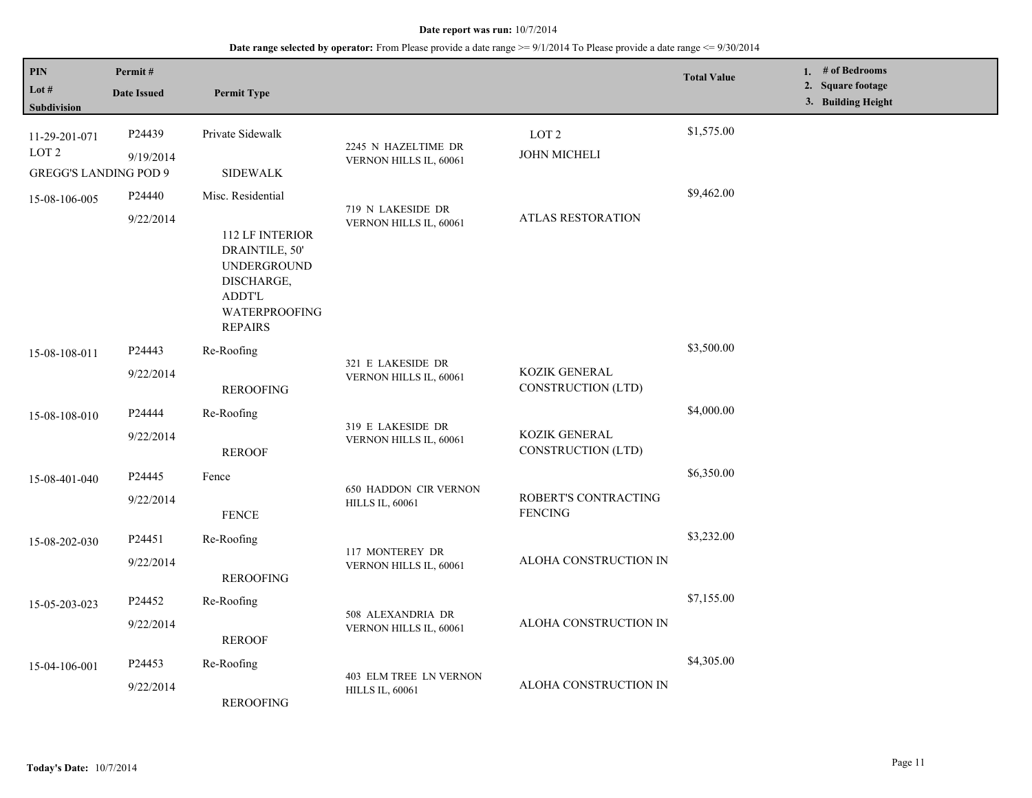**Date report was run:** 10/7/2014

**Date range selected by operator:** From Please provide a date range >= 9/1/2014 To Please provide a date range <= 9/30/2014

| PIN / Lot # / Subdivision | Permit # / Date Issued | Permit Type | | | Total Value | 1. # of Bedrooms 2. Square footage 3. Building Height |
|---|---|---|---|---|---|---|
| 11-29-201-071 LOT 2 GREGG'S LANDING POD 9 | P24439 9/19/2014 | Private Sidewalk SIDEWALK | 2245 N HAZELTIME DR VERNON HILLS IL, 60061 | LOT 2 JOHN MICHELI | $1,575.00 | |
| 15-08-106-005 | P24440 9/22/2014 | Misc. Residential 112 LF INTERIOR DRAINTILE, 50' UNDERGROUND DISCHARGE, ADDT'L WATERPROOFING REPAIRS | 719 N LAKESIDE DR VERNON HILLS IL, 60061 | ATLAS RESTORATION | $9,462.00 | |
| 15-08-108-011 | P24443 9/22/2014 | Re-Roofing REROOFING | 321 E LAKESIDE DR VERNON HILLS IL, 60061 | KOZIK GENERAL CONSTRUCTION (LTD) | $3,500.00 | |
| 15-08-108-010 | P24444 9/22/2014 | Re-Roofing REROOF | 319 E LAKESIDE DR VERNON HILLS IL, 60061 | KOZIK GENERAL CONSTRUCTION (LTD) | $4,000.00 | |
| 15-08-401-040 | P24445 9/22/2014 | Fence FENCE | 650 HADDON CIR VERNON HILLS IL, 60061 | ROBERT'S CONTRACTING FENCING | $6,350.00 | |
| 15-08-202-030 | P24451 9/22/2014 | Re-Roofing REROOFING | 117 MONTEREY DR VERNON HILLS IL, 60061 | ALOHA CONSTRUCTION IN | $3,232.00 | |
| 15-05-203-023 | P24452 9/22/2014 | Re-Roofing REROOF | 508 ALEXANDRIA DR VERNON HILLS IL, 60061 | ALOHA CONSTRUCTION IN | $7,155.00 | |
| 15-04-106-001 | P24453 9/22/2014 | Re-Roofing REROOFING | 403 ELM TREE LN VERNON HILLS IL, 60061 | ALOHA CONSTRUCTION IN | $4,305.00 | |

**Today's Date:** 10/7/2014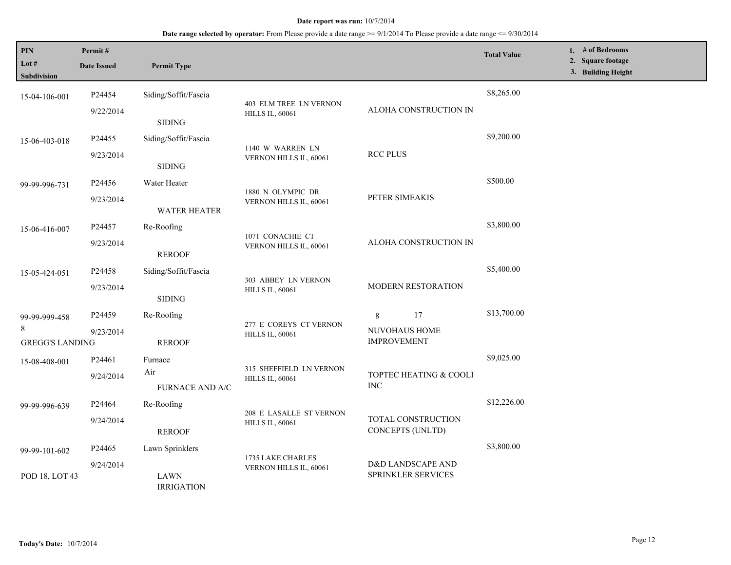**Date report was run:** 10/7/2014

**Date range selected by operator:** From Please provide a date range >= 9/1/2014 To Please provide a date range <= 9/30/2014

| PIN<br>Lot #<br>Subdivision | Permit #<br>Date Issued | Permit Type | | | Total Value | 1. # of Bedrooms<br>2. Square footage<br>3. Building Height |
|---|---|---|---|---|---|---|
| 15-04-106-001 | P24454<br>9/22/2014 | Siding/Soffit/Fascia<br>SIDING | 403 ELM TREE LN VERNON HILLS IL, 60061 | ALOHA CONSTRUCTION IN | $8,265.00 | |
| 15-06-403-018 | P24455<br>9/23/2014 | Siding/Soffit/Fascia<br>SIDING | 1140 W WARREN LN VERNON HILLS IL, 60061 | RCC PLUS | $9,200.00 | |
| 99-99-996-731 | P24456<br>9/23/2014 | Water Heater<br>WATER HEATER | 1880 N OLYMPIC DR VERNON HILLS IL, 60061 | PETER SIMEAKIS | $500.00 | |
| 15-06-416-007 | P24457<br>9/23/2014 | Re-Roofing<br>REROOF | 1071 CONACHIE CT VERNON HILLS IL, 60061 | ALOHA CONSTRUCTION IN | $3,800.00 | |
| 15-05-424-051 | P24458<br>9/23/2014 | Siding/Soffit/Fascia<br>SIDING | 303 ABBEY LN VERNON HILLS IL, 60061 | MODERN RESTORATION | $5,400.00 | |
| 99-99-999-458<br>8<br>GREGG'S LANDING | P24459<br>9/23/2014 | Re-Roofing<br>REROOF | 277 E COREYS CT VERNON HILLS IL, 60061 | 8 17<br>NUVOHAUS HOME IMPROVEMENT | $13,700.00 | |
| 15-08-408-001 | P24461<br>9/24/2014 | Furnace<br>Air<br>FURNACE AND A/C | 315 SHEFFIELD LN VERNON HILLS IL, 60061 | TOPTEC HEATING & COOLI INC | $9,025.00 | |
| 99-99-996-639 | P24464<br>9/24/2014 | Re-Roofing<br>REROOF | 208 E LASALLE ST VERNON HILLS IL, 60061 | TOTAL CONSTRUCTION CONCEPTS (UNLTD) | $12,226.00 | |
| 99-99-101-602<br>POD 18, LOT 43 | P24465<br>9/24/2014 | Lawn Sprinklers<br>LAWN IRRIGATION | 1735 LAKE CHARLES VERNON HILLS IL, 60061 | D&D LANDSCAPE AND SPRINKLER SERVICES | $3,800.00 | |

**Today's Date:** 10/7/2014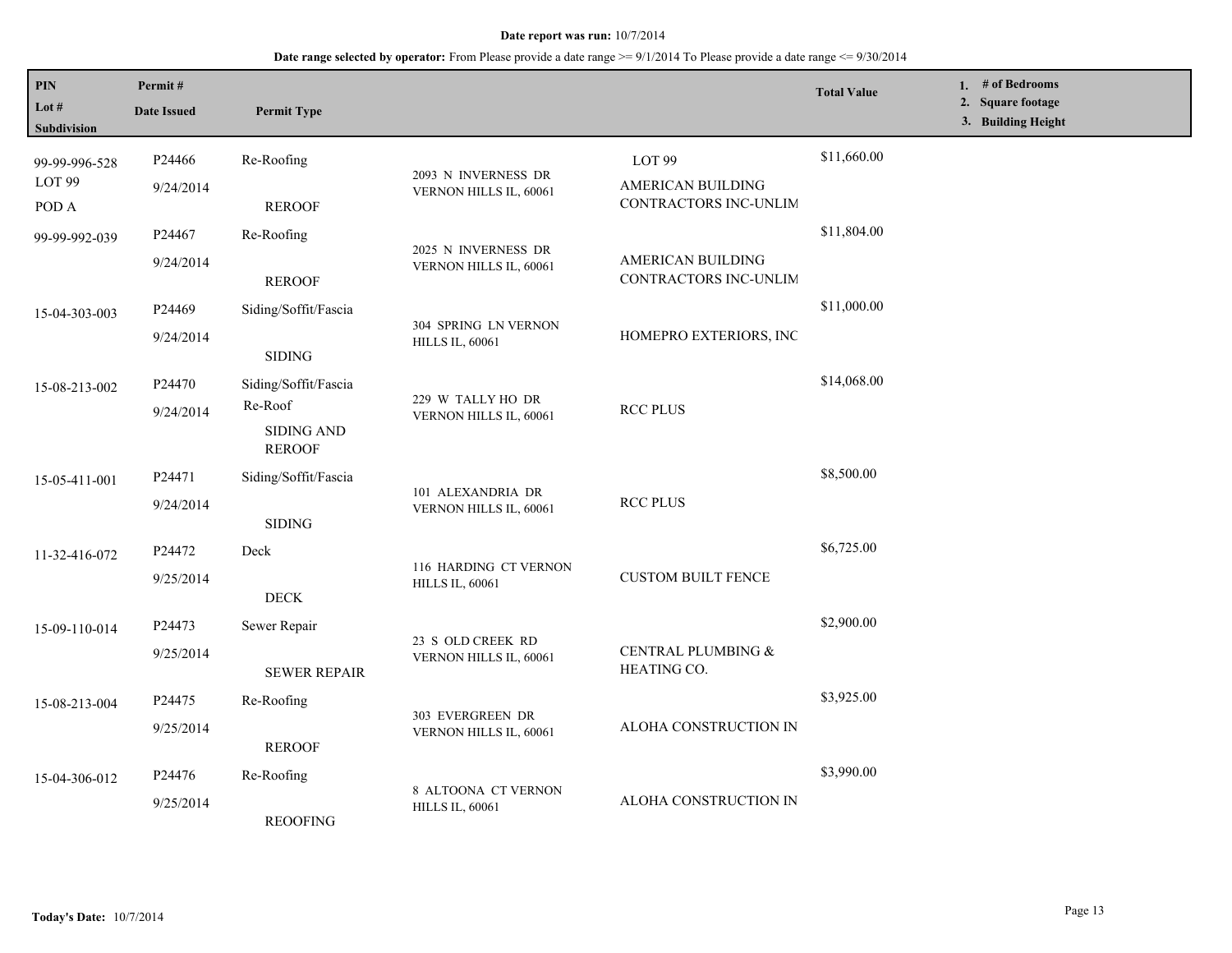**Date report was run:** 10/7/2014

**Date range selected by operator:** From Please provide a date range >= 9/1/2014 To Please provide a date range <= 9/30/2014

| PIN / Lot # / Subdivision | Permit # / Date Issued | Permit Type | Address | Lot / Contractor | Total Value | 1. # of Bedrooms 2. Square footage 3. Building Height |
|---|---|---|---|---|---|---|
| 99-99-996-528 LOT 99 POD A | P24466 9/24/2014 | Re-Roofing REROOF | 2093 N INVERNESS DR VERNON HILLS IL, 60061 | LOT 99 AMERICAN BUILDING CONTRACTORS INC-UNLIM | $11,660.00 | |
| 99-99-992-039 | P24467 9/24/2014 | Re-Roofing REROOF | 2025 N INVERNESS DR VERNON HILLS IL, 60061 | AMERICAN BUILDING CONTRACTORS INC-UNLIM | $11,804.00 | |
| 15-04-303-003 | P24469 9/24/2014 | Siding/Soffit/Fascia SIDING | 304 SPRING LN VERNON HILLS IL, 60061 | HOMEPRO EXTERIORS, INC | $11,000.00 | |
| 15-08-213-002 | P24470 9/24/2014 | Siding/Soffit/Fascia Re-Roof SIDING AND REROOF | 229 W TALLY HO DR VERNON HILLS IL, 60061 | RCC PLUS | $14,068.00 | |
| 15-05-411-001 | P24471 9/24/2014 | Siding/Soffit/Fascia SIDING | 101 ALEXANDRIA DR VERNON HILLS IL, 60061 | RCC PLUS | $8,500.00 | |
| 11-32-416-072 | P24472 9/25/2014 | Deck DECK | 116 HARDING CT VERNON HILLS IL, 60061 | CUSTOM BUILT FENCE | $6,725.00 | |
| 15-09-110-014 | P24473 9/25/2014 | Sewer Repair SEWER REPAIR | 23 S OLD CREEK RD VERNON HILLS IL, 60061 | CENTRAL PLUMBING & HEATING CO. | $2,900.00 | |
| 15-08-213-004 | P24475 9/25/2014 | Re-Roofing REROOF | 303 EVERGREEN DR VERNON HILLS IL, 60061 | ALOHA CONSTRUCTION IN | $3,925.00 | |
| 15-04-306-012 | P24476 9/25/2014 | Re-Roofing REOOFING | 8 ALTOONA CT VERNON HILLS IL, 60061 | ALOHA CONSTRUCTION IN | $3,990.00 | |

**Today's Date:** 10/7/2014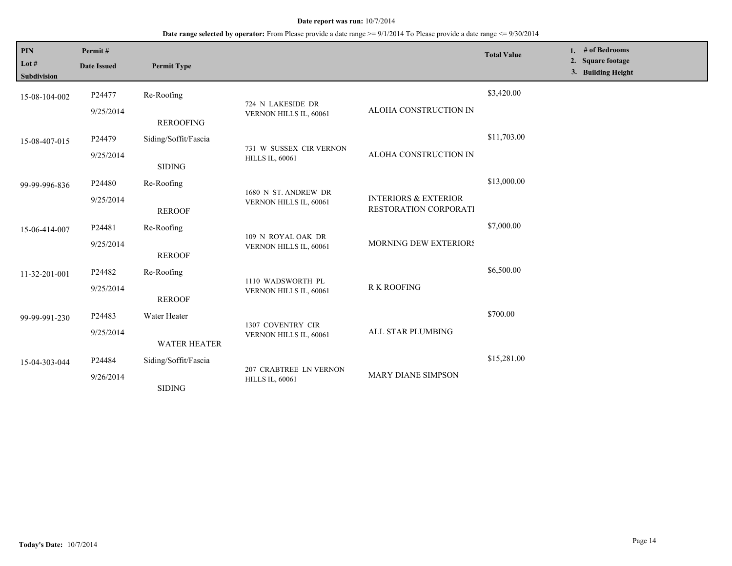**Date report was run:** 10/7/2014

**Date range selected by operator:** From Please provide a date range >= 9/1/2014 To Please provide a date range <= 9/30/2014

| PIN / Lot # / Subdivision | Permit # / Date Issued | Permit Type | | | Total Value | 1. # of Bedrooms 2. Square footage 3. Building Height |
|---|---|---|---|---|---|---|
| 15-08-104-002 | P24477 9/25/2014 | Re-Roofing REROOFING | 724 N LAKESIDE DR VERNON HILLS IL, 60061 | ALOHA CONSTRUCTION IN | $3,420.00 | |
| 15-08-407-015 | P24479 9/25/2014 | Siding/Soffit/Fascia SIDING | 731 W SUSSEX CIR VERNON HILLS IL, 60061 | ALOHA CONSTRUCTION IN | $11,703.00 | |
| 99-99-996-836 | P24480 9/25/2014 | Re-Roofing REROOF | 1680 N ST. ANDREW DR VERNON HILLS IL, 60061 | INTERIORS & EXTERIOR RESTORATION CORPORATI | $13,000.00 | |
| 15-06-414-007 | P24481 9/25/2014 | Re-Roofing REROOF | 109 N ROYAL OAK DR VERNON HILLS IL, 60061 | MORNING DEW EXTERIORS | $7,000.00 | |
| 11-32-201-001 | P24482 9/25/2014 | Re-Roofing REROOF | 1110 WADSWORTH PL VERNON HILLS IL, 60061 | R K ROOFING | $6,500.00 | |
| 99-99-991-230 | P24483 9/25/2014 | Water Heater WATER HEATER | 1307 COVENTRY CIR VERNON HILLS IL, 60061 | ALL STAR PLUMBING | $700.00 | |
| 15-04-303-044 | P24484 9/26/2014 | Siding/Soffit/Fascia SIDING | 207 CRABTREE LN VERNON HILLS IL, 60061 | MARY DIANE SIMPSON | $15,281.00 | |

**Today's Date:** 10/7/2014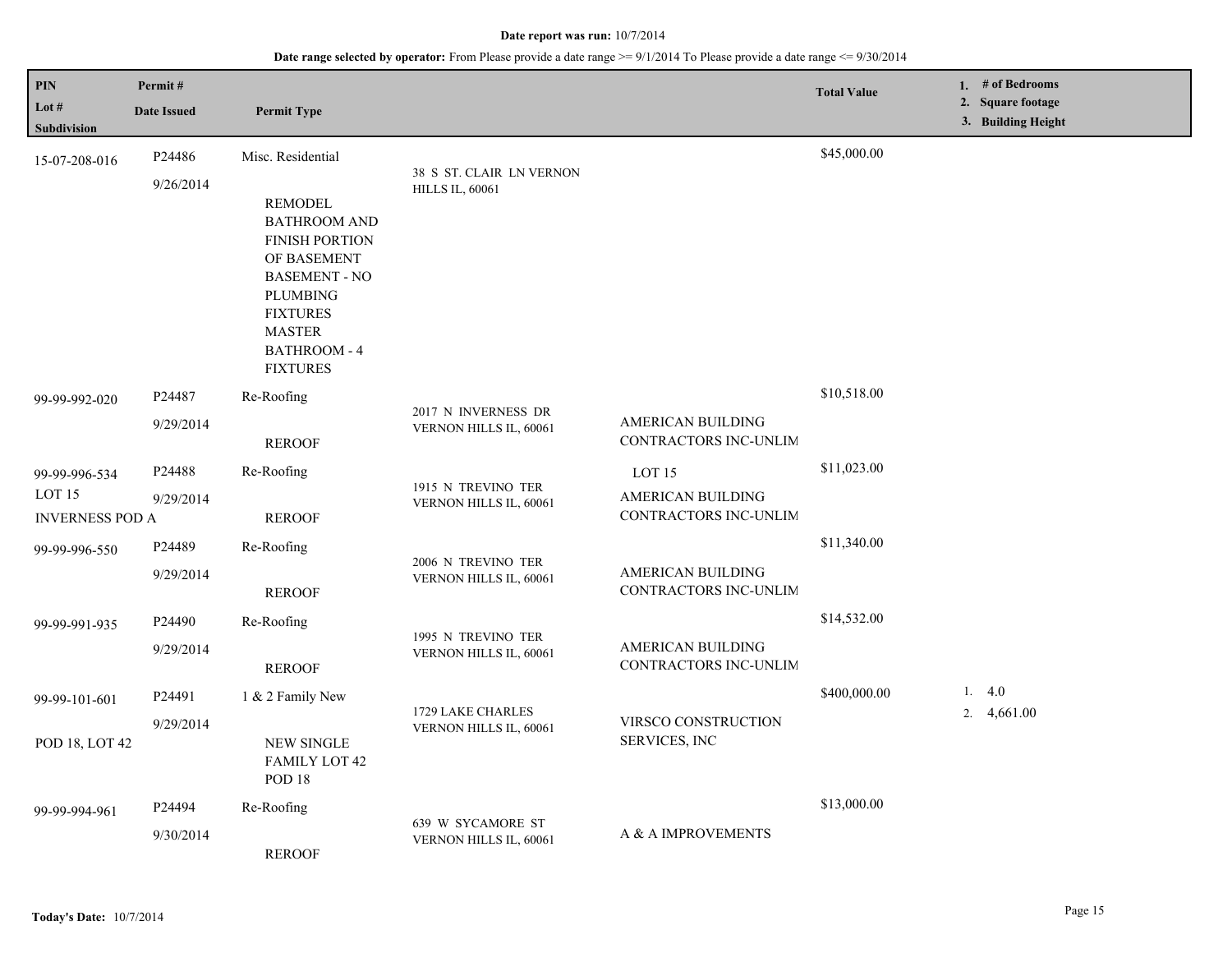**Date report was run:** 10/7/2014

**Date range selected by operator:** From Please provide a date range >= 9/1/2014 To Please provide a date range <= 9/30/2014

| PIN / Lot # / Subdivision | Permit # / Date Issued | Permit Type | Address | Contractor | Total Value | 1. # of Bedrooms 2. Square footage 3. Building Height |
|---|---|---|---|---|---|---|
| 15-07-208-016 | P24486 9/26/2014 | Misc. Residential REMODEL BATHROOM AND FINISH PORTION OF BASEMENT BASEMENT - NO PLUMBING FIXTURES MASTER BATHROOM - 4 FIXTURES | 38 S ST. CLAIR LN VERNON HILLS IL, 60061 | | $45,000.00 | |
| 99-99-992-020 | P24487 9/29/2014 | Re-Roofing REROOF | 2017 N INVERNESS DR VERNON HILLS IL, 60061 | AMERICAN BUILDING CONTRACTORS INC-UNLIM | $10,518.00 | |
| 99-99-996-534 LOT 15 INVERNESS POD A | P24488 9/29/2014 | Re-Roofing REROOF | 1915 N TREVINO TER VERNON HILLS IL, 60061 | LOT 15 AMERICAN BUILDING CONTRACTORS INC-UNLIM | $11,023.00 | |
| 99-99-996-550 | P24489 9/29/2014 | Re-Roofing REROOF | 2006 N TREVINO TER VERNON HILLS IL, 60061 | AMERICAN BUILDING CONTRACTORS INC-UNLIM | $11,340.00 | |
| 99-99-991-935 | P24490 9/29/2014 | Re-Roofing REROOF | 1995 N TREVINO TER VERNON HILLS IL, 60061 | AMERICAN BUILDING CONTRACTORS INC-UNLIM | $14,532.00 | |
| 99-99-101-601 POD 18, LOT 42 | P24491 9/29/2014 | 1 & 2 Family New NEW SINGLE FAMILY LOT 42 POD 18 | 1729 LAKE CHARLES VERNON HILLS IL, 60061 | VIRSCO CONSTRUCTION SERVICES, INC | $400,000.00 | 1. 4.0 2. 4,661.00 |
| 99-99-994-961 | P24494 9/30/2014 | Re-Roofing REROOF | 639 W SYCAMORE ST VERNON HILLS IL, 60061 | A & A IMPROVEMENTS | $13,000.00 | |

**Today's Date:** 10/7/2014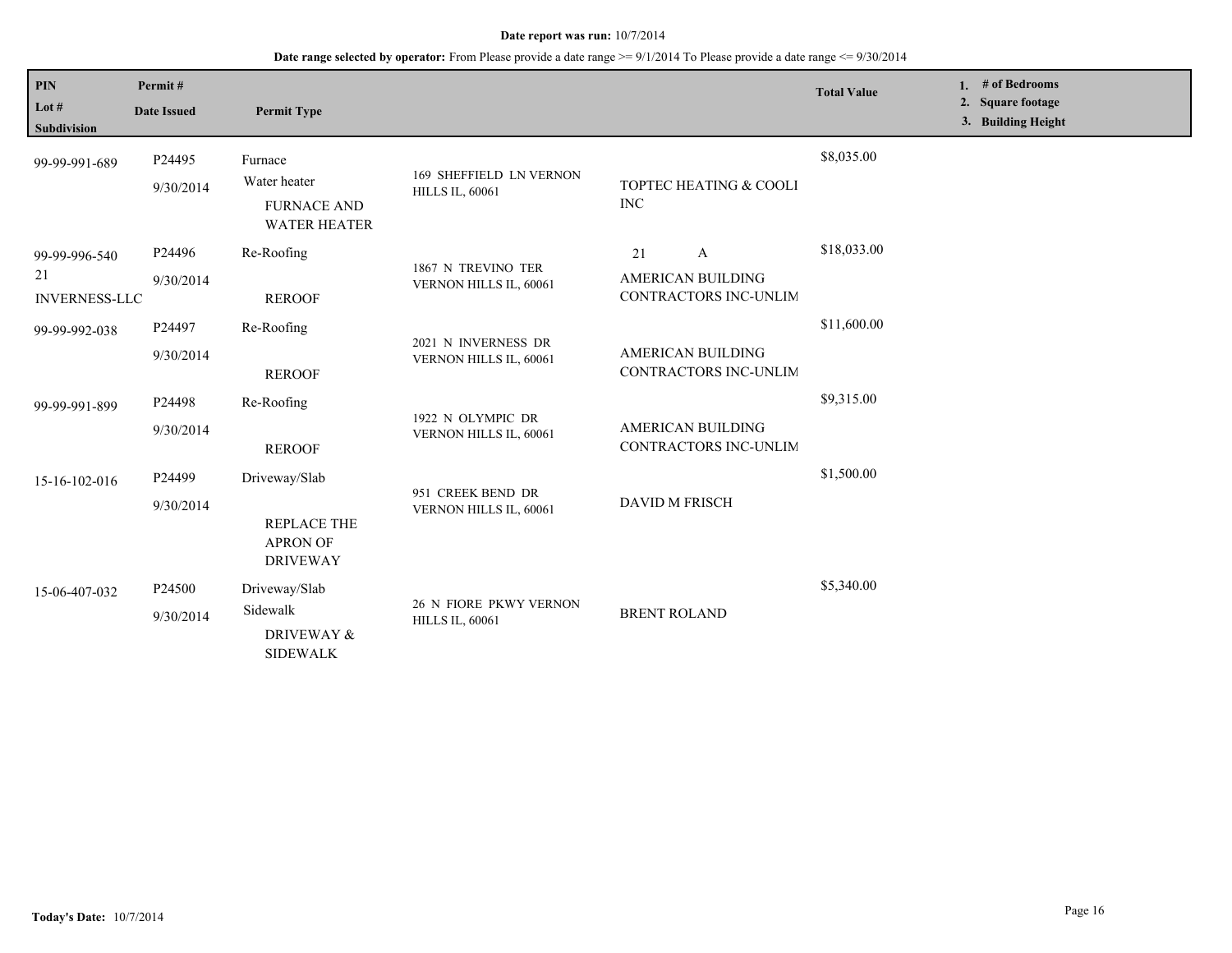**Date report was run:** 10/7/2014

**Date range selected by operator:** From Please provide a date range >= 9/1/2014 To Please provide a date range <= 9/30/2014

| PIN<br>Lot #<br>Subdivision | Permit #<br>Date Issued | Permit Type | | | Total Value | 1. # of Bedrooms<br>2. Square footage<br>3. Building Height |
|---|---|---|---|---|---|---|
| 99-99-991-689 | P24495<br>9/30/2014 | Furnace<br>Water heater<br>FURNACE AND WATER HEATER | 169 SHEFFIELD LN VERNON HILLS IL, 60061 | TOPTEC HEATING & COOLI INC | $8,035.00 | |
| 99-99-996-540<br>21<br>INVERNESS-LLC | P24496<br>9/30/2014 | Re-Roofing<br>REROOF | 1867 N TREVINO TER VERNON HILLS IL, 60061 | 21 A<br>AMERICAN BUILDING CONTRACTORS INC-UNLIM | $18,033.00 | |
| 99-99-992-038 | P24497<br>9/30/2014 | Re-Roofing<br>REROOF | 2021 N INVERNESS DR VERNON HILLS IL, 60061 | AMERICAN BUILDING CONTRACTORS INC-UNLIM | $11,600.00 | |
| 99-99-991-899 | P24498<br>9/30/2014 | Re-Roofing<br>REROOF | 1922 N OLYMPIC DR VERNON HILLS IL, 60061 | AMERICAN BUILDING CONTRACTORS INC-UNLIM | $9,315.00 | |
| 15-16-102-016 | P24499<br>9/30/2014 | Driveway/Slab<br>REPLACE THE APRON OF DRIVEWAY | 951 CREEK BEND DR VERNON HILLS IL, 60061 | DAVID M FRISCH | $1,500.00 | |
| 15-06-407-032 | P24500<br>9/30/2014 | Driveway/Slab<br>Sidewalk<br>DRIVEWAY & SIDEWALK | 26 N FIORE PKWY VERNON HILLS IL, 60061 | BRENT ROLAND | $5,340.00 | |

**Today's Date:** 10/7/2014